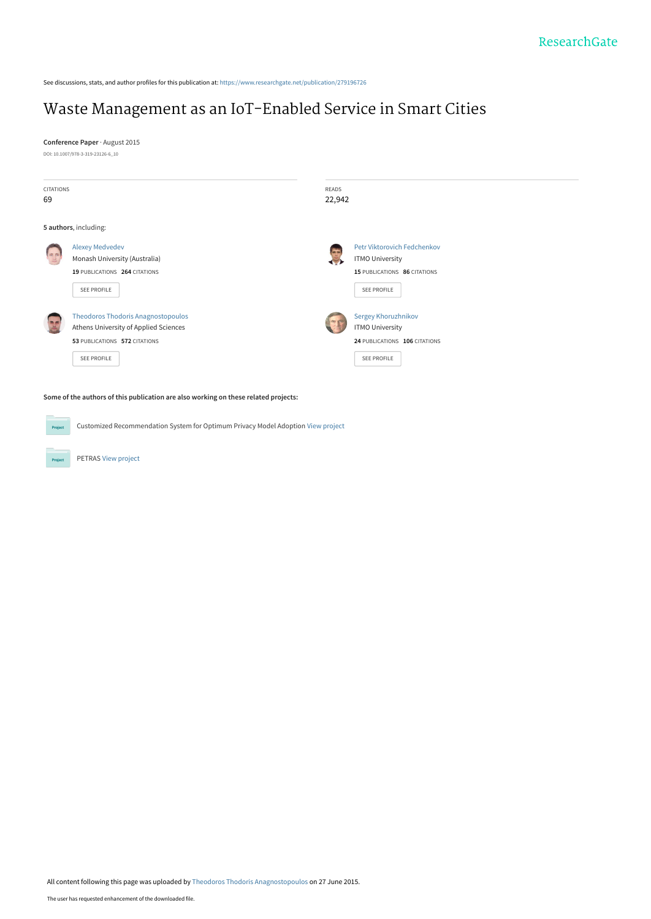See discussions, stats, and author profiles for this publication at: https://www.researchgate.net/publication/279196726

# Waste Management as an IoT-Enabled Service in Smart Cities

**Conference Paper** · August 2015

DOI: 10.1007/978-3-319-23126-6_10

CITATIONS
69

READS
22,942

**5 authors**, including:

Alexey Medvedev
Monash University (Australia)
**19** PUBLICATIONS **264** CITATIONS
SEE PROFILE

Petr Viktorovich Fedchenkov
ITMO University
**15** PUBLICATIONS **86** CITATIONS
SEE PROFILE

Theodoros Thodoris Anagnostopoulos
Athens University of Applied Sciences
**53** PUBLICATIONS **572** CITATIONS
SEE PROFILE

Sergey Khoruzhnikov
ITMO University
**24** PUBLICATIONS **106** CITATIONS
SEE PROFILE

**Some of the authors of this publication are also working on these related projects:**

Customized Recommendation System for Optimum Privacy Model Adoption View project

PETRAS View project

All content following this page was uploaded by Theodoros Thodoris Anagnostopoulos on 27 June 2015.

The user has requested enhancement of the downloaded file.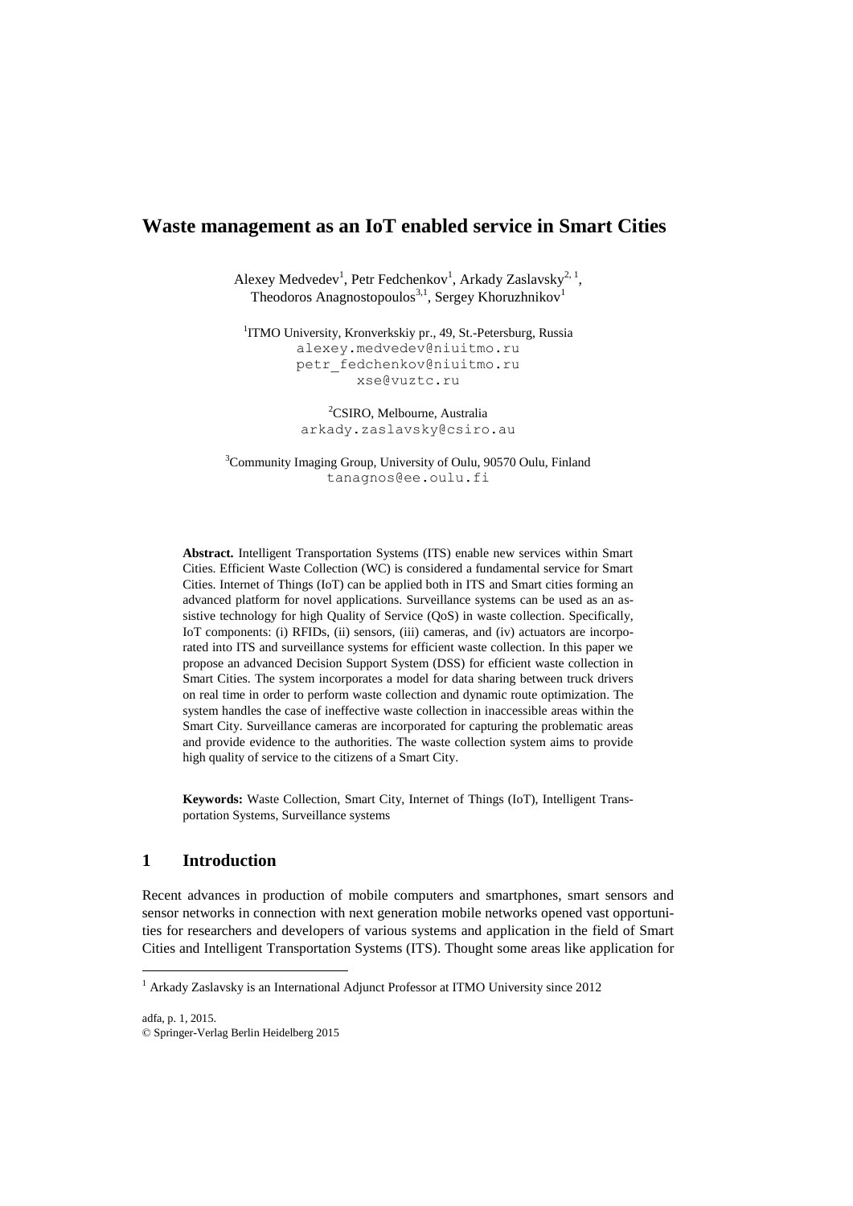# Waste management as an IoT enabled service in Smart Cities

Alexey Medvedev[1], Petr Fedchenkov[1], Arkady Zaslavsky[2, 1], Theodoros Anagnostopoulos[3,1], Sergey Khoruzhnikov[1]

[1]ITMO University, Kronverkskiy pr., 49, St.-Petersburg, Russia
alexey.medvedev@niuitmo.ru
petr_fedchenkov@niuitmo.ru
xse@vuztc.ru

[2]CSIRO, Melbourne, Australia
arkady.zaslavsky@csiro.au

[3]Community Imaging Group, University of Oulu, 90570 Oulu, Finland
tanagnos@ee.oulu.fi

**Abstract.** Intelligent Transportation Systems (ITS) enable new services within Smart Cities. Efficient Waste Collection (WC) is considered a fundamental service for Smart Cities. Internet of Things (IoT) can be applied both in ITS and Smart cities forming an advanced platform for novel applications. Surveillance systems can be used as an assistive technology for high Quality of Service (QoS) in waste collection. Specifically, IoT components: (i) RFIDs, (ii) sensors, (iii) cameras, and (iv) actuators are incorporated into ITS and surveillance systems for efficient waste collection. In this paper we propose an advanced Decision Support System (DSS) for efficient waste collection in Smart Cities. The system incorporates a model for data sharing between truck drivers on real time in order to perform waste collection and dynamic route optimization. The system handles the case of ineffective waste collection in inaccessible areas within the Smart City. Surveillance cameras are incorporated for capturing the problematic areas and provide evidence to the authorities. The waste collection system aims to provide high quality of service to the citizens of a Smart City.

**Keywords:** Waste Collection, Smart City, Internet of Things (IoT), Intelligent Transportation Systems, Surveillance systems

## 1 Introduction

Recent advances in production of mobile computers and smartphones, smart sensors and sensor networks in connection with next generation mobile networks opened vast opportunities for researchers and developers of various systems and application in the field of Smart Cities and Intelligent Transportation Systems (ITS). Thought some areas like application for

[1] Arkady Zaslavsky is an International Adjunct Professor at ITMO University since 2012

adfa, p. 1, 2015.
© Springer-Verlag Berlin Heidelberg 2015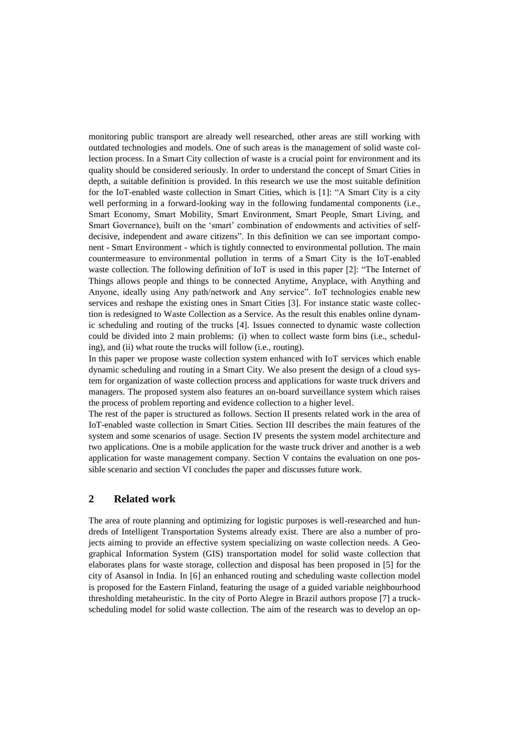monitoring public transport are already well researched, other areas are still working with outdated technologies and models. One of such areas is the management of solid waste collection process. In a Smart City collection of waste is a crucial point for environment and its quality should be considered seriously. In order to understand the concept of Smart Cities in depth, a suitable definition is provided. In this research we use the most suitable definition for the IoT-enabled waste collection in Smart Cities, which is [1]: "A Smart City is a city well performing in a forward-looking way in the following fundamental components (i.e., Smart Economy, Smart Mobility, Smart Environment, Smart People, Smart Living, and Smart Governance), built on the 'smart' combination of endowments and activities of self-decisive, independent and aware citizens". In this definition we can see important component - Smart Environment - which is tightly connected to environmental pollution. The main countermeasure to environmental pollution in terms of a Smart City is the IoT-enabled waste collection. The following definition of IoT is used in this paper [2]: "The Internet of Things allows people and things to be connected Anytime, Anyplace, with Anything and Anyone, ideally using Any path/network and Any service". IoT technologies enable new services and reshape the existing ones in Smart Cities [3]. For instance static waste collection is redesigned to Waste Collection as a Service. As the result this enables online dynamic scheduling and routing of the trucks [4]. Issues connected to dynamic waste collection could be divided into 2 main problems: (i) when to collect waste form bins (i.e., scheduling), and (ii) what route the trucks will follow (i.e., routing).

In this paper we propose waste collection system enhanced with IoT services which enable dynamic scheduling and routing in a Smart City. We also present the design of a cloud system for organization of waste collection process and applications for waste truck drivers and managers. The proposed system also features an on-board surveillance system which raises the process of problem reporting and evidence collection to a higher level.

The rest of the paper is structured as follows. Section II presents related work in the area of IoT-enabled waste collection in Smart Cities. Section III describes the main features of the system and some scenarios of usage. Section IV presents the system model architecture and two applications. One is a mobile application for the waste truck driver and another is a web application for waste management company. Section V contains the evaluation on one possible scenario and section VI concludes the paper and discusses future work.

## 2 Related work

The area of route planning and optimizing for logistic purposes is well-researched and hundreds of Intelligent Transportation Systems already exist. There are also a number of projects aiming to provide an effective system specializing on waste collection needs. A Geographical Information System (GIS) transportation model for solid waste collection that elaborates plans for waste storage, collection and disposal has been proposed in [5] for the city of Asansol in India. In [6] an enhanced routing and scheduling waste collection model is proposed for the Eastern Finland, featuring the usage of a guided variable neighbourhood thresholding metaheuristic. In the city of Porto Alegre in Brazil authors propose [7] a truck-scheduling model for solid waste collection. The aim of the research was to develop an op-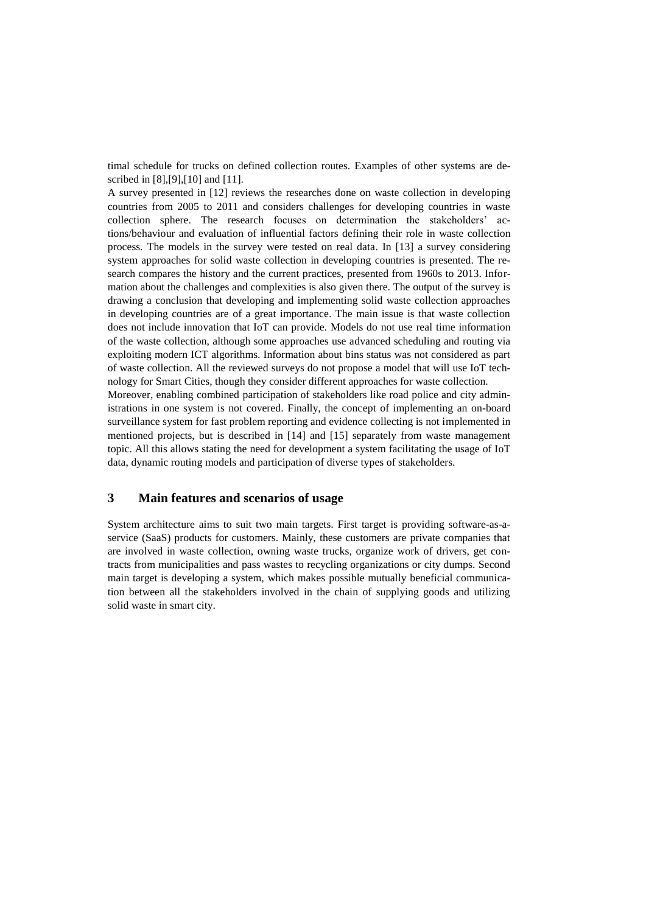timal schedule for trucks on defined collection routes. Examples of other systems are described in [8],[9],[10] and [11].

A survey presented in [12] reviews the researches done on waste collection in developing countries from 2005 to 2011 and considers challenges for developing countries in waste collection sphere. The research focuses on determination the stakeholders' actions/behaviour and evaluation of influential factors defining their role in waste collection process. The models in the survey were tested on real data. In [13] a survey considering system approaches for solid waste collection in developing countries is presented. The research compares the history and the current practices, presented from 1960s to 2013. Information about the challenges and complexities is also given there. The output of the survey is drawing a conclusion that developing and implementing solid waste collection approaches in developing countries are of a great importance. The main issue is that waste collection does not include innovation that IoT can provide. Models do not use real time information of the waste collection, although some approaches use advanced scheduling and routing via exploiting modern ICT algorithms. Information about bins status was not considered as part of waste collection. All the reviewed surveys do not propose a model that will use IoT technology for Smart Cities, though they consider different approaches for waste collection.

Moreover, enabling combined participation of stakeholders like road police and city administrations in one system is not covered. Finally, the concept of implementing an on-board surveillance system for fast problem reporting and evidence collecting is not implemented in mentioned projects, but is described in [14] and [15] separately from waste management topic. All this allows stating the need for development a system facilitating the usage of IoT data, dynamic routing models and participation of diverse types of stakeholders.

## 3 Main features and scenarios of usage

System architecture aims to suit two main targets. First target is providing software-as-a-service (SaaS) products for customers. Mainly, these customers are private companies that are involved in waste collection, owning waste trucks, organize work of drivers, get contracts from municipalities and pass wastes to recycling organizations or city dumps. Second main target is developing a system, which makes possible mutually beneficial communication between all the stakeholders involved in the chain of supplying goods and utilizing solid waste in smart city.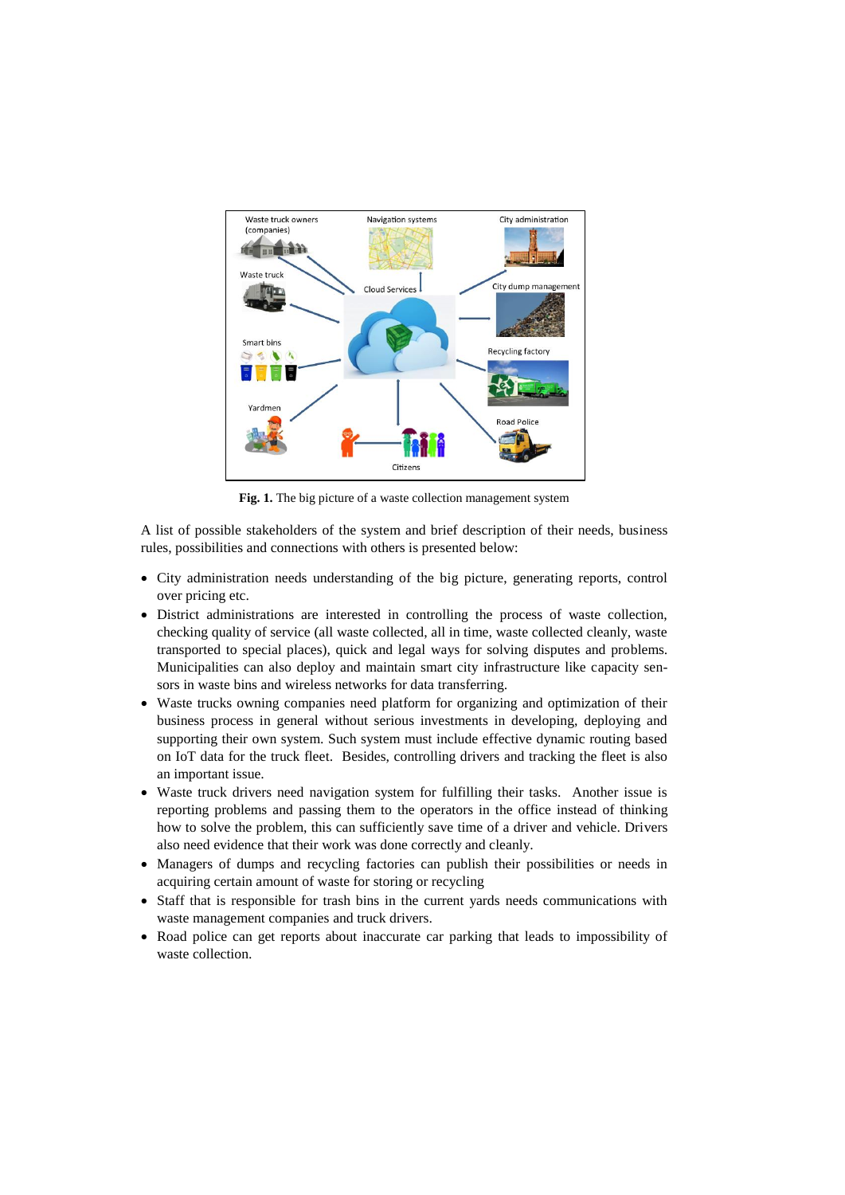Waste truck owners (companies)

Navigation systems

City administration

Waste truck

Cloud Services

City dump management

Smart bins

Recycling factory

Yardmen

Road Police

Citizens

**Fig. 1.** The big picture of a waste collection management system

A list of possible stakeholders of the system and brief description of their needs, business rules, possibilities and connections with others is presented below:

- City administration needs understanding of the big picture, generating reports, control over pricing etc.
- District administrations are interested in controlling the process of waste collection, checking quality of service (all waste collected, all in time, waste collected cleanly, waste transported to special places), quick and legal ways for solving disputes and problems. Municipalities can also deploy and maintain smart city infrastructure like capacity sensors in waste bins and wireless networks for data transferring.
- Waste trucks owning companies need platform for organizing and optimization of their business process in general without serious investments in developing, deploying and supporting their own system. Such system must include effective dynamic routing based on IoT data for the truck fleet. Besides, controlling drivers and tracking the fleet is also an important issue.
- Waste truck drivers need navigation system for fulfilling their tasks. Another issue is reporting problems and passing them to the operators in the office instead of thinking how to solve the problem, this can sufficiently save time of a driver and vehicle. Drivers also need evidence that their work was done correctly and cleanly.
- Managers of dumps and recycling factories can publish their possibilities or needs in acquiring certain amount of waste for storing or recycling
- Staff that is responsible for trash bins in the current yards needs communications with waste management companies and truck drivers.
- Road police can get reports about inaccurate car parking that leads to impossibility of waste collection.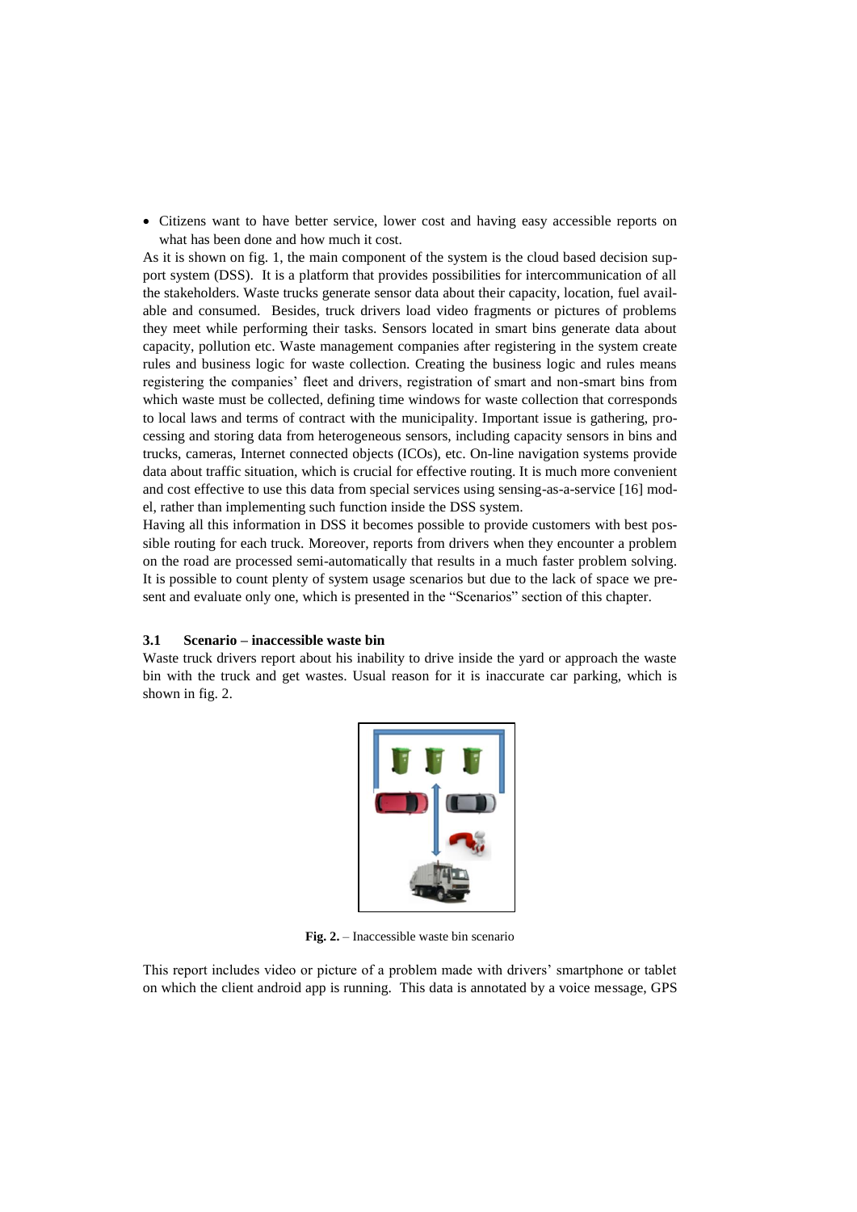- Citizens want to have better service, lower cost and having easy accessible reports on what has been done and how much it cost.

As it is shown on fig. 1, the main component of the system is the cloud based decision support system (DSS). It is a platform that provides possibilities for intercommunication of all the stakeholders. Waste trucks generate sensor data about their capacity, location, fuel available and consumed. Besides, truck drivers load video fragments or pictures of problems they meet while performing their tasks. Sensors located in smart bins generate data about capacity, pollution etc. Waste management companies after registering in the system create rules and business logic for waste collection. Creating the business logic and rules means registering the companies' fleet and drivers, registration of smart and non-smart bins from which waste must be collected, defining time windows for waste collection that corresponds to local laws and terms of contract with the municipality. Important issue is gathering, processing and storing data from heterogeneous sensors, including capacity sensors in bins and trucks, cameras, Internet connected objects (ICOs), etc. On-line navigation systems provide data about traffic situation, which is crucial for effective routing. It is much more convenient and cost effective to use this data from special services using sensing-as-a-service [16] model, rather than implementing such function inside the DSS system.

Having all this information in DSS it becomes possible to provide customers with best possible routing for each truck. Moreover, reports from drivers when they encounter a problem on the road are processed semi-automatically that results in a much faster problem solving. It is possible to count plenty of system usage scenarios but due to the lack of space we present and evaluate only one, which is presented in the "Scenarios" section of this chapter.

### 3.1 Scenario – inaccessible waste bin

Waste truck drivers report about his inability to drive inside the yard or approach the waste bin with the truck and get wastes. Usual reason for it is inaccurate car parking, which is shown in fig. 2.

**Fig. 2.** – Inaccessible waste bin scenario

This report includes video or picture of a problem made with drivers' smartphone or tablet on which the client android app is running. This data is annotated by a voice message, GPS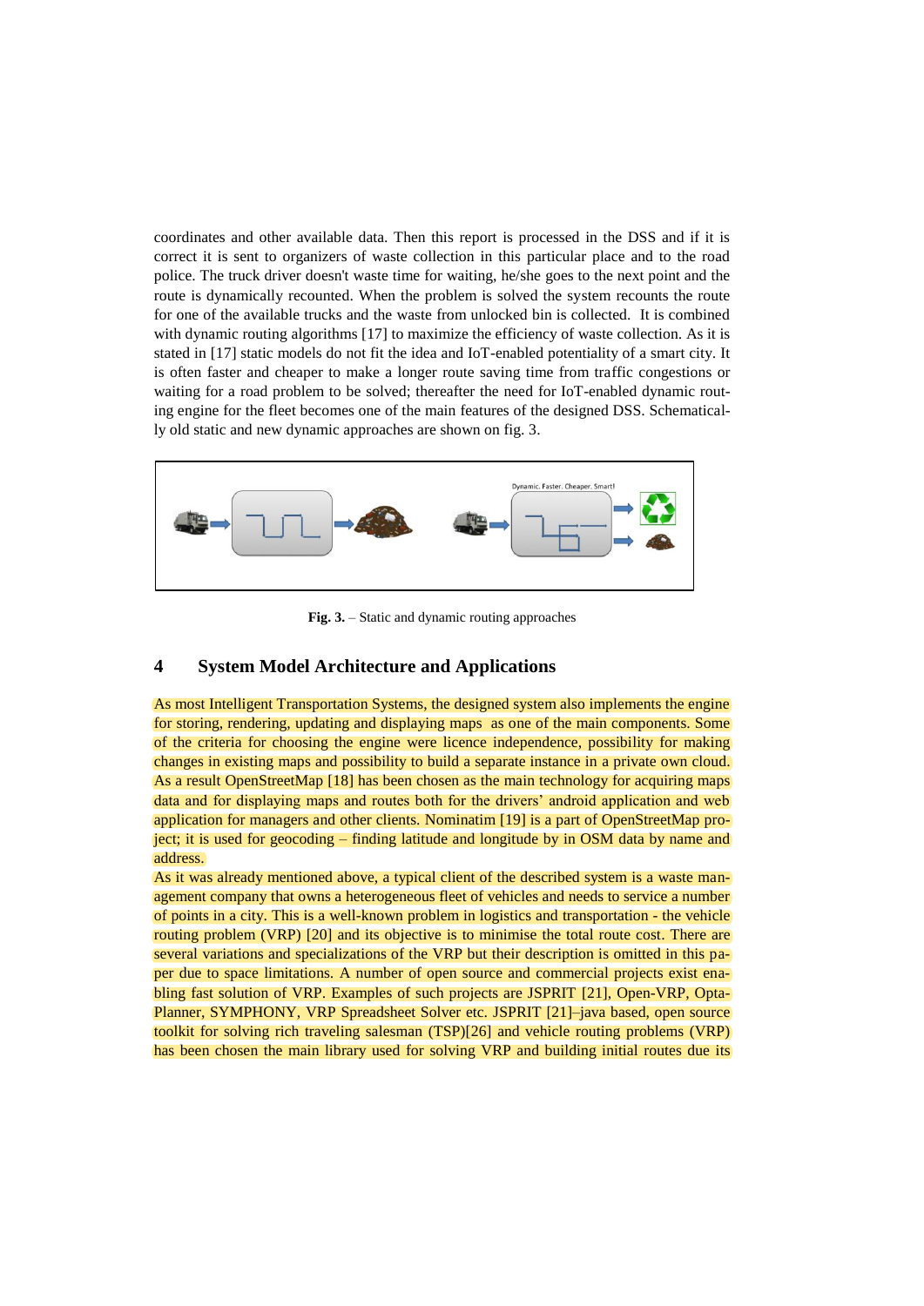coordinates and other available data. Then this report is processed in the DSS and if it is correct it is sent to organizers of waste collection in this particular place and to the road police. The truck driver doesn't waste time for waiting, he/she goes to the next point and the route is dynamically recounted. When the problem is solved the system recounts the route for one of the available trucks and the waste from unlocked bin is collected. It is combined with dynamic routing algorithms [17] to maximize the efficiency of waste collection. As it is stated in [17] static models do not fit the idea and IoT-enabled potentiality of a smart city. It is often faster and cheaper to make a longer route saving time from traffic congestions or waiting for a road problem to be solved; thereafter the need for IoT-enabled dynamic routing engine for the fleet becomes one of the main features of the designed DSS. Schematically old static and new dynamic approaches are shown on fig. 3.

Dynamic. Faster. Cheaper. Smart!

**Fig. 3.** – Static and dynamic routing approaches

## 4 System Model Architecture and Applications

As most Intelligent Transportation Systems, the designed system also implements the engine for storing, rendering, updating and displaying maps as one of the main components. Some of the criteria for choosing the engine were licence independence, possibility for making changes in existing maps and possibility to build a separate instance in a private own cloud. As a result OpenStreetMap [18] has been chosen as the main technology for acquiring maps data and for displaying maps and routes both for the drivers' android application and web application for managers and other clients. Nominatim [19] is a part of OpenStreetMap project; it is used for geocoding – finding latitude and longitude by in OSM data by name and address.

As it was already mentioned above, a typical client of the described system is a waste management company that owns a heterogeneous fleet of vehicles and needs to service a number of points in a city. This is a well-known problem in logistics and transportation - the vehicle routing problem (VRP) [20] and its objective is to minimise the total route cost. There are several variations and specializations of the VRP but their description is omitted in this paper due to space limitations. A number of open source and commercial projects exist enabling fast solution of VRP. Examples of such projects are JSPRIT [21], Open-VRP, OptaPlanner, SYMPHONY, VRP Spreadsheet Solver etc. JSPRIT [21]–java based, open source toolkit for solving rich traveling salesman (TSP)[26] and vehicle routing problems (VRP) has been chosen the main library used for solving VRP and building initial routes due its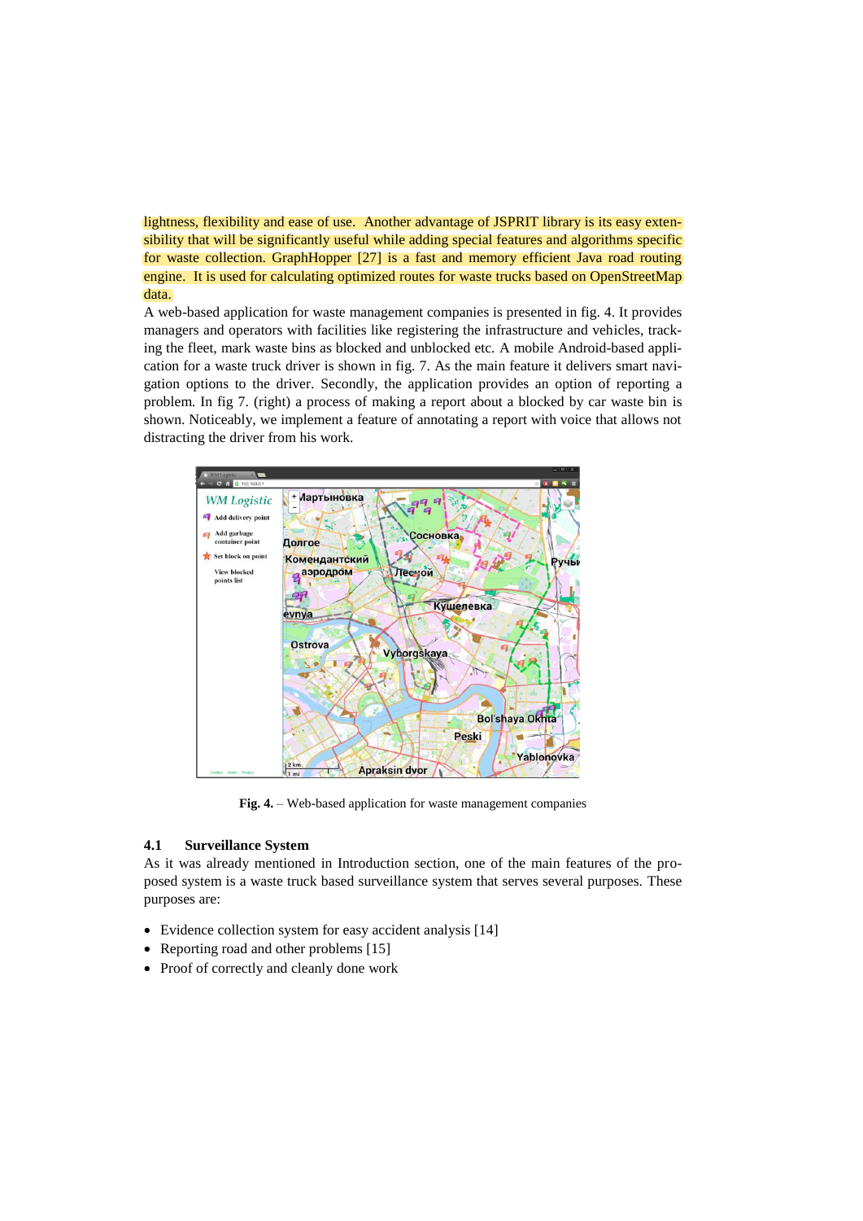lightness, flexibility and ease of use. Another advantage of JSPRIT library is its easy extensibility that will be significantly useful while adding special features and algorithms specific for waste collection. GraphHopper [27] is a fast and memory efficient Java road routing engine. It is used for calculating optimized routes for waste trucks based on OpenStreetMap data.

A web-based application for waste management companies is presented in fig. 4. It provides managers and operators with facilities like registering the infrastructure and vehicles, tracking the fleet, mark waste bins as blocked and unblocked etc. A mobile Android-based application for a waste truck driver is shown in fig. 7. As the main feature it delivers smart navigation options to the driver. Secondly, the application provides an option of reporting a problem. In fig 7. (right) a process of making a report about a blocked by car waste bin is shown. Noticeably, we implement a feature of annotating a report with voice that allows not distracting the driver from his work.

**Fig. 4.** – Web-based application for waste management companies

### 4.1 Surveillance System

As it was already mentioned in Introduction section, one of the main features of the proposed system is a waste truck based surveillance system that serves several purposes. These purposes are:

- Evidence collection system for easy accident analysis [14]
- Reporting road and other problems [15]
- Proof of correctly and cleanly done work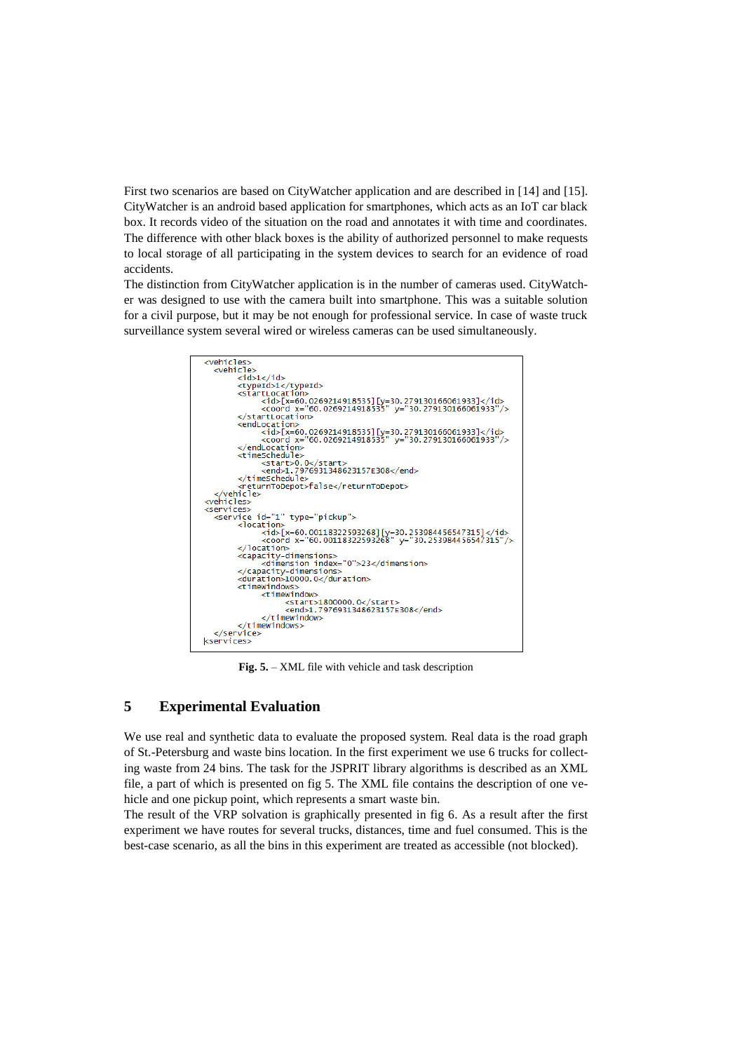First two scenarios are based on CityWatcher application and are described in [14] and [15]. CityWatcher is an android based application for smartphones, which acts as an IoT car black box. It records video of the situation on the road and annotates it with time and coordinates. The difference with other black boxes is the ability of authorized personnel to make requests to local storage of all participating in the system devices to search for an evidence of road accidents.

The distinction from CityWatcher application is in the number of cameras used. CityWatcher was designed to use with the camera built into smartphone. This was a suitable solution for a civil purpose, but it may be not enough for professional service. In case of waste truck surveillance system several wired or wireless cameras can be used simultaneously.

```
<vehicles>
    <vehicle>
          <id>1</id>
          <typeId>1</typeId>
          <startLocation>
                <id>[x=60.0269214918535][y=30.279130166061933]</id>
                <coord x="60.0269214918535" y="30.279130166061933"/>
          </startLocation>
          <endLocation>
                <id>[x=60.0269214918535][y=30.279130166061933]</id>
                <coord x="60.0269214918535" y="30.279130166061933"/>
          </endLocation>
          <timeSchedule>
                <start>0.0</start>
                <end>1.7976931348623157E308</end>
          </timeSchedule>
          <returnToDepot>false</returnToDepot>
    </vehicle>
<vehicles>
<services>
    <service id="1" type="pickup">
          <location>
                <id>[x=60.00118322593268][y=30.253984456547315]</id>
                <coord x="60.00118322593268" y="30.253984456547315"/>
          </location>
          <capacity-dimensions>
                <dimension index="0">23</dimension>
          </capacity-dimensions>
          <duration>10000.0</duration>
          <timeWindows>
                <timeWindow>
                      <start>1800000.0</start>
                      <end>1.7976931348623157E308</end>
                </timeWindow>
          </timeWindows>
    </service>
<services>
```

**Fig. 5.** – XML file with vehicle and task description

## 5 Experimental Evaluation

We use real and synthetic data to evaluate the proposed system. Real data is the road graph of St.-Petersburg and waste bins location. In the first experiment we use 6 trucks for collecting waste from 24 bins. The task for the JSPRIT library algorithms is described as an XML file, a part of which is presented on fig 5. The XML file contains the description of one vehicle and one pickup point, which represents a smart waste bin.

The result of the VRP solvation is graphically presented in fig 6. As a result after the first experiment we have routes for several trucks, distances, time and fuel consumed. This is the best-case scenario, as all the bins in this experiment are treated as accessible (not blocked).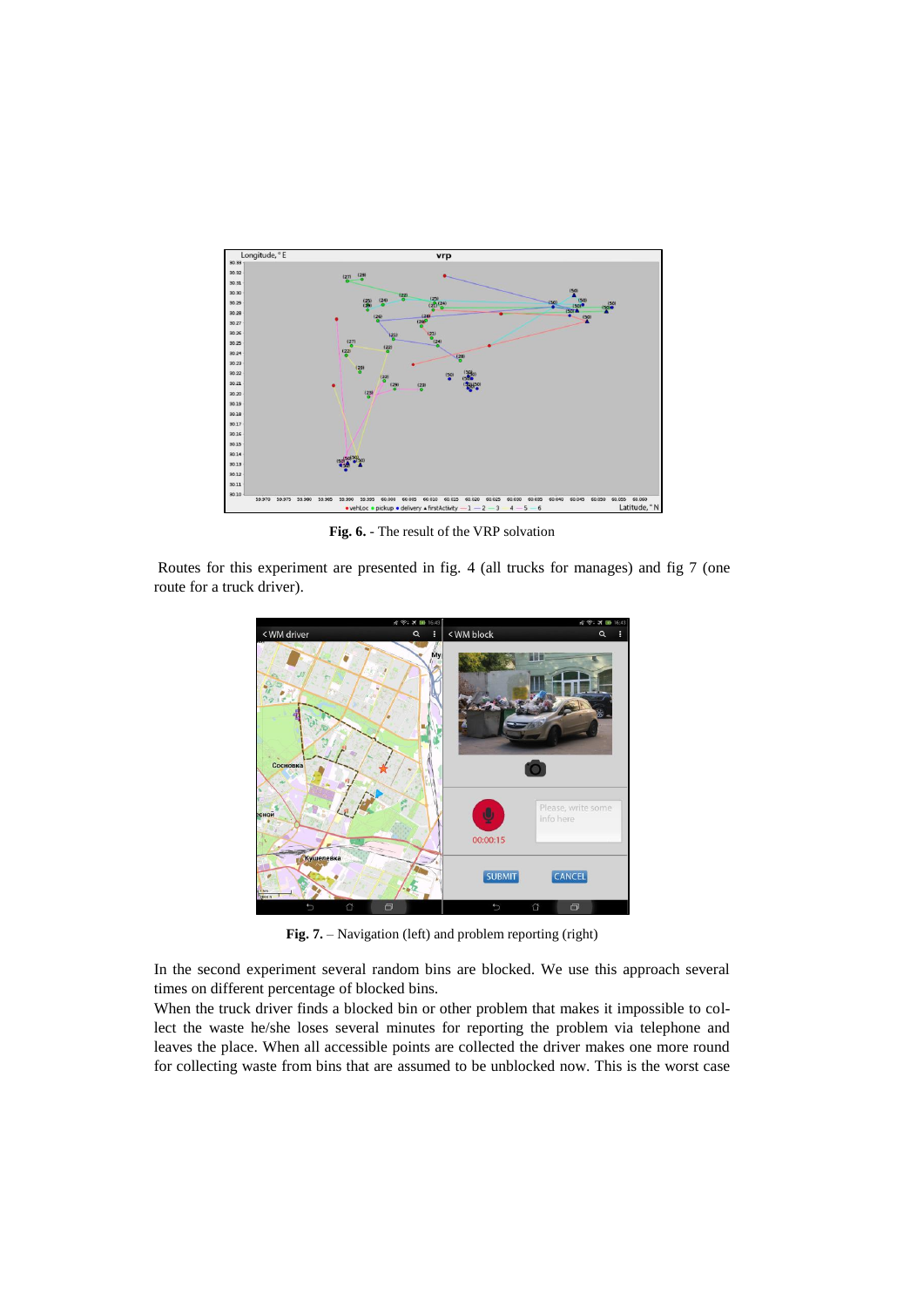**Fig. 6.** - The result of the VRP solvation

Routes for this experiment are presented in fig. 4 (all trucks for manages) and fig 7 (one route for a truck driver).

**Fig. 7.** – Navigation (left) and problem reporting (right)

In the second experiment several random bins are blocked. We use this approach several times on different percentage of blocked bins.
When the truck driver finds a blocked bin or other problem that makes it impossible to collect the waste he/she loses several minutes for reporting the problem via telephone and leaves the place. When all accessible points are collected the driver makes one more round for collecting waste from bins that are assumed to be unblocked now. This is the worst case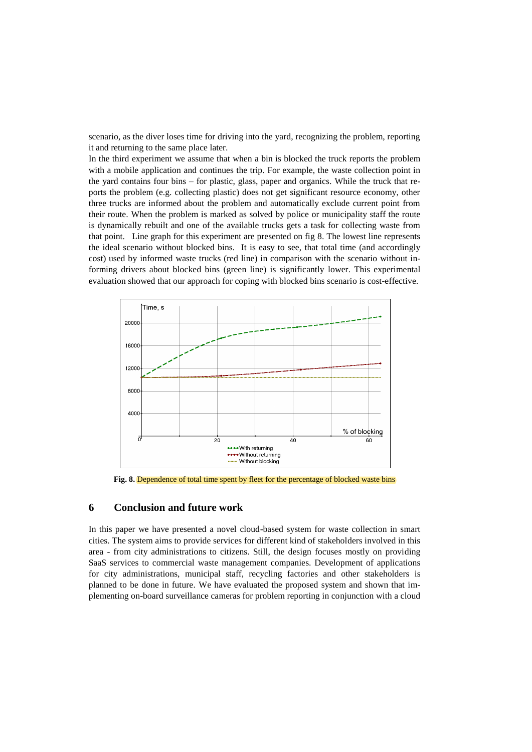scenario, as the diver loses time for driving into the yard, recognizing the problem, reporting it and returning to the same place later.

In the third experiment we assume that when a bin is blocked the truck reports the problem with a mobile application and continues the trip. For example, the waste collection point in the yard contains four bins – for plastic, glass, paper and organics. While the truck that reports the problem (e.g. collecting plastic) does not get significant resource economy, other three trucks are informed about the problem and automatically exclude current point from their route. When the problem is marked as solved by police or municipality staff the route is dynamically rebuilt and one of the available trucks gets a task for collecting waste from that point. Line graph for this experiment are presented on fig 8. The lowest line represents the ideal scenario without blocked bins. It is easy to see, that total time (and accordingly cost) used by informed waste trucks (red line) in comparison with the scenario without informing drivers about blocked bins (green line) is significantly lower. This experimental evaluation showed that our approach for coping with blocked bins scenario is cost-effective.

**Fig. 8.** Dependence of total time spent by fleet for the percentage of blocked waste bins

## 6 Conclusion and future work

In this paper we have presented a novel cloud-based system for waste collection in smart cities. The system aims to provide services for different kind of stakeholders involved in this area - from city administrations to citizens. Still, the design focuses mostly on providing SaaS services to commercial waste management companies. Development of applications for city administrations, municipal staff, recycling factories and other stakeholders is planned to be done in future. We have evaluated the proposed system and shown that implementing on-board surveillance cameras for problem reporting in conjunction with a cloud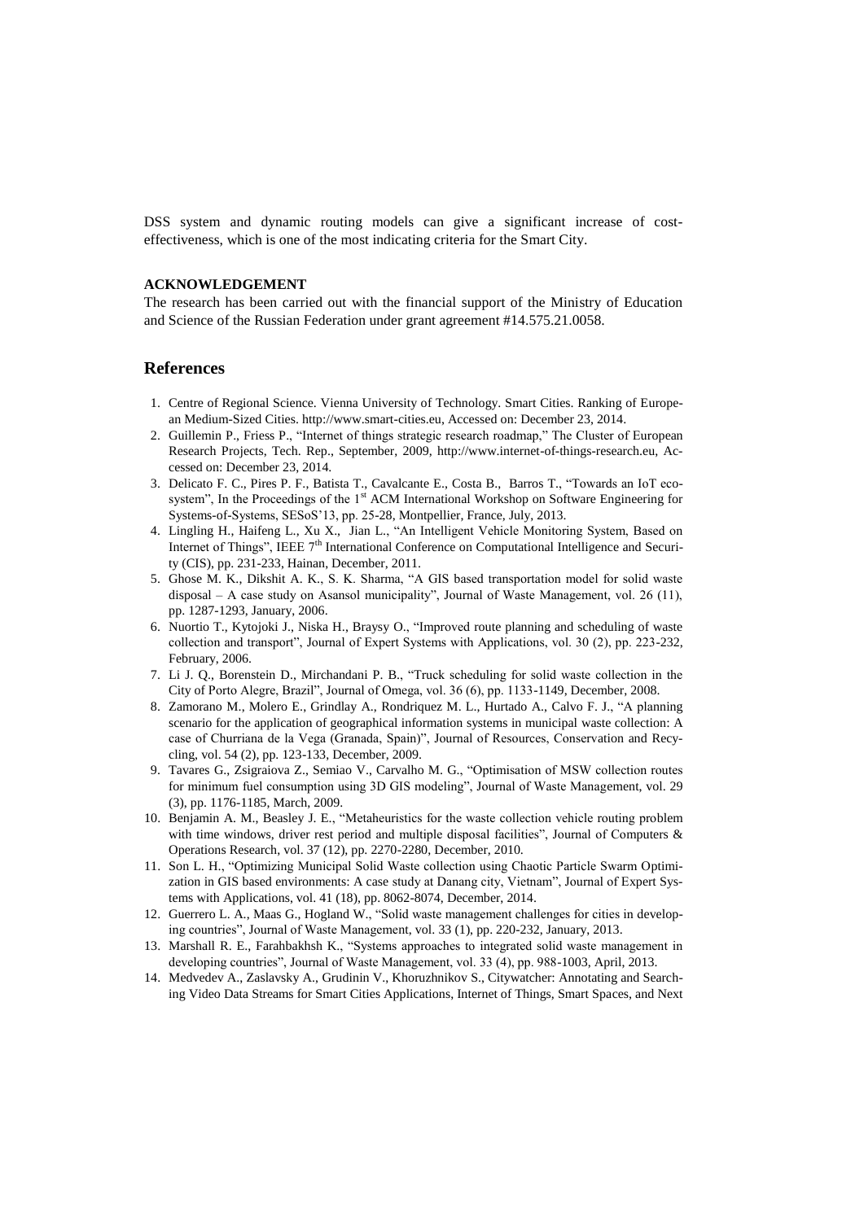DSS system and dynamic routing models can give a significant increase of cost-effectiveness, which is one of the most indicating criteria for the Smart City.

**ACKNOWLEDGEMENT**

The research has been carried out with the financial support of the Ministry of Education and Science of the Russian Federation under grant agreement #14.575.21.0058.

## References

1. Centre of Regional Science. Vienna University of Technology. Smart Cities. Ranking of European Medium-Sized Cities. http://www.smart-cities.eu, Accessed on: December 23, 2014.
2. Guillemin P., Friess P., "Internet of things strategic research roadmap," The Cluster of European Research Projects, Tech. Rep., September, 2009, http://www.internet-of-things-research.eu, Accessed on: December 23, 2014.
3. Delicato F. C., Pires P. F., Batista T., Cavalcante E., Costa B., Barros T., "Towards an IoT ecosystem", In the Proceedings of the 1st ACM International Workshop on Software Engineering for Systems-of-Systems, SESoS'13, pp. 25-28, Montpellier, France, July, 2013.
4. Lingling H., Haifeng L., Xu X., Jian L., "An Intelligent Vehicle Monitoring System, Based on Internet of Things", IEEE 7th International Conference on Computational Intelligence and Security (CIS), pp. 231-233, Hainan, December, 2011.
5. Ghose M. K., Dikshit A. K., S. K. Sharma, "A GIS based transportation model for solid waste disposal – A case study on Asansol municipality", Journal of Waste Management, vol. 26 (11), pp. 1287-1293, January, 2006.
6. Nuortio T., Kytojoki J., Niska H., Braysy O., "Improved route planning and scheduling of waste collection and transport", Journal of Expert Systems with Applications, vol. 30 (2), pp. 223-232, February, 2006.
7. Li J. Q., Borenstein D., Mirchandani P. B., "Truck scheduling for solid waste collection in the City of Porto Alegre, Brazil", Journal of Omega, vol. 36 (6), pp. 1133-1149, December, 2008.
8. Zamorano M., Molero E., Grindlay A., Rondriquez M. L., Hurtado A., Calvo F. J., "A planning scenario for the application of geographical information systems in municipal waste collection: A case of Churriana de la Vega (Granada, Spain)", Journal of Resources, Conservation and Recycling, vol. 54 (2), pp. 123-133, December, 2009.
9. Tavares G., Zsigraiova Z., Semiao V., Carvalho M. G., "Optimisation of MSW collection routes for minimum fuel consumption using 3D GIS modeling", Journal of Waste Management, vol. 29 (3), pp. 1176-1185, March, 2009.
10. Benjamin A. M., Beasley J. E., "Metaheuristics for the waste collection vehicle routing problem with time windows, driver rest period and multiple disposal facilities", Journal of Computers & Operations Research, vol. 37 (12), pp. 2270-2280, December, 2010.
11. Son L. H., "Optimizing Municipal Solid Waste collection using Chaotic Particle Swarm Optimization in GIS based environments: A case study at Danang city, Vietnam", Journal of Expert Systems with Applications, vol. 41 (18), pp. 8062-8074, December, 2014.
12. Guerrero L. A., Maas G., Hogland W., "Solid waste management challenges for cities in developing countries", Journal of Waste Management, vol. 33 (1), pp. 220-232, January, 2013.
13. Marshall R. E., Farahbakhsh K., "Systems approaches to integrated solid waste management in developing countries", Journal of Waste Management, vol. 33 (4), pp. 988-1003, April, 2013.
14. Medvedev A., Zaslavsky A., Grudinin V., Khoruzhnikov S., Citywatcher: Annotating and Searching Video Data Streams for Smart Cities Applications, Internet of Things, Smart Spaces, and Next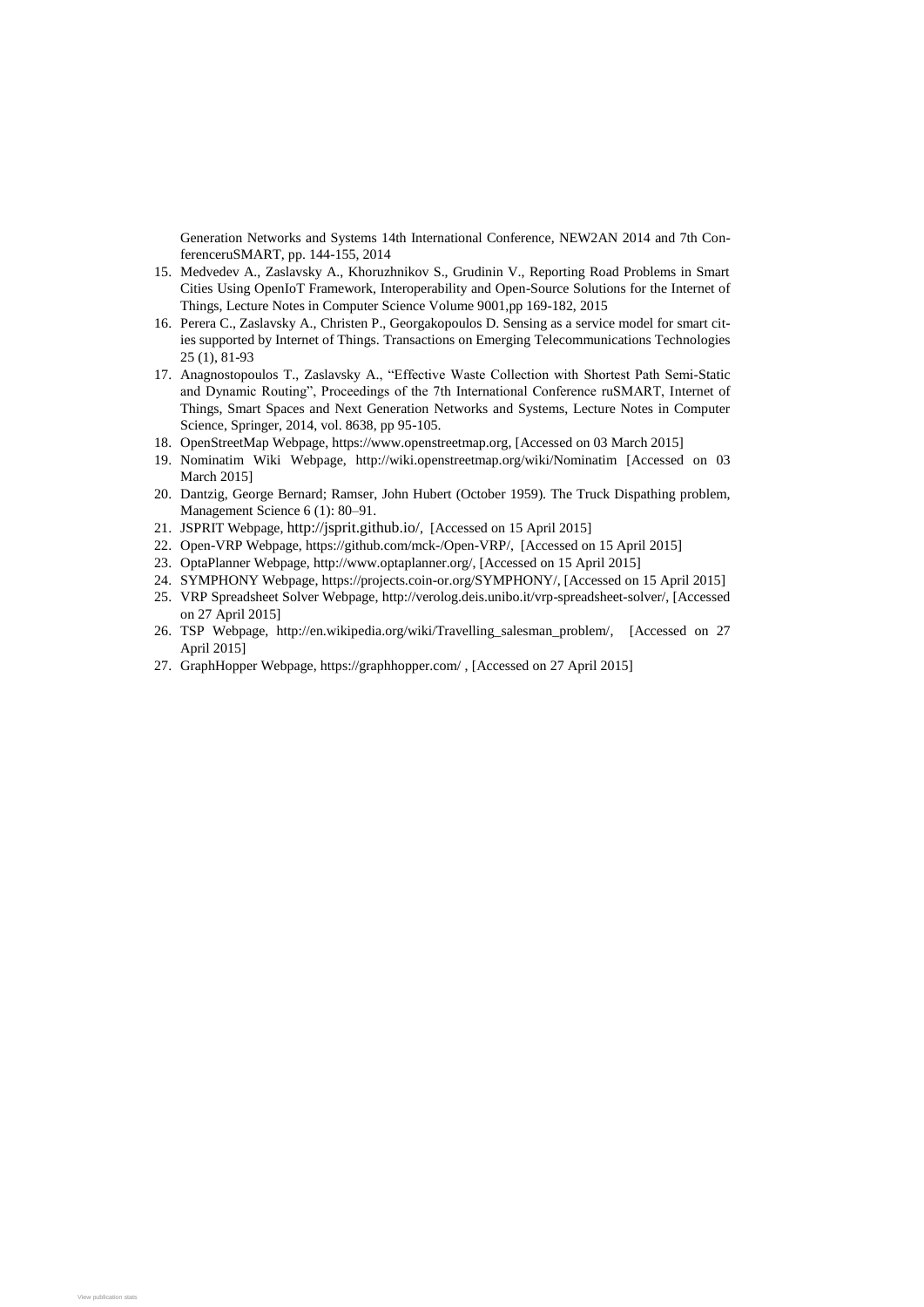Generation Networks and Systems 14th International Conference, NEW2AN 2014 and 7th ConferenceruSMART, pp. 144-155, 2014

15. Medvedev A., Zaslavsky A., Khoruzhnikov S., Grudinin V., Reporting Road Problems in Smart Cities Using OpenIoT Framework, Interoperability and Open-Source Solutions for the Internet of Things, Lecture Notes in Computer Science Volume 9001,pp 169-182, 2015
16. Perera C., Zaslavsky A., Christen P., Georgakopoulos D. Sensing as a service model for smart cities supported by Internet of Things. Transactions on Emerging Telecommunications Technologies 25 (1), 81-93
17. Anagnostopoulos T., Zaslavsky A., "Effective Waste Collection with Shortest Path Semi-Static and Dynamic Routing", Proceedings of the 7th International Conference ruSMART, Internet of Things, Smart Spaces and Next Generation Networks and Systems, Lecture Notes in Computer Science, Springer, 2014, vol. 8638, pp 95-105.
18. OpenStreetMap Webpage, https://www.openstreetmap.org, [Accessed on 03 March 2015]
19. Nominatim Wiki Webpage, http://wiki.openstreetmap.org/wiki/Nominatim [Accessed on 03 March 2015]
20. Dantzig, George Bernard; Ramser, John Hubert (October 1959). The Truck Dispathing problem, Management Science 6 (1): 80–91.
21. JSPRIT Webpage, http://jsprit.github.io/, [Accessed on 15 April 2015]
22. Open-VRP Webpage, https://github.com/mck-/Open-VRP/, [Accessed on 15 April 2015]
23. OptaPlanner Webpage, http://www.optaplanner.org/, [Accessed on 15 April 2015]
24. SYMPHONY Webpage, https://projects.coin-or.org/SYMPHONY/, [Accessed on 15 April 2015]
25. VRP Spreadsheet Solver Webpage, http://verolog.deis.unibo.it/vrp-spreadsheet-solver/, [Accessed on 27 April 2015]
26. TSP Webpage, http://en.wikipedia.org/wiki/Travelling_salesman_problem/, [Accessed on 27 April 2015]
27. GraphHopper Webpage, https://graphhopper.com/ , [Accessed on 27 April 2015]